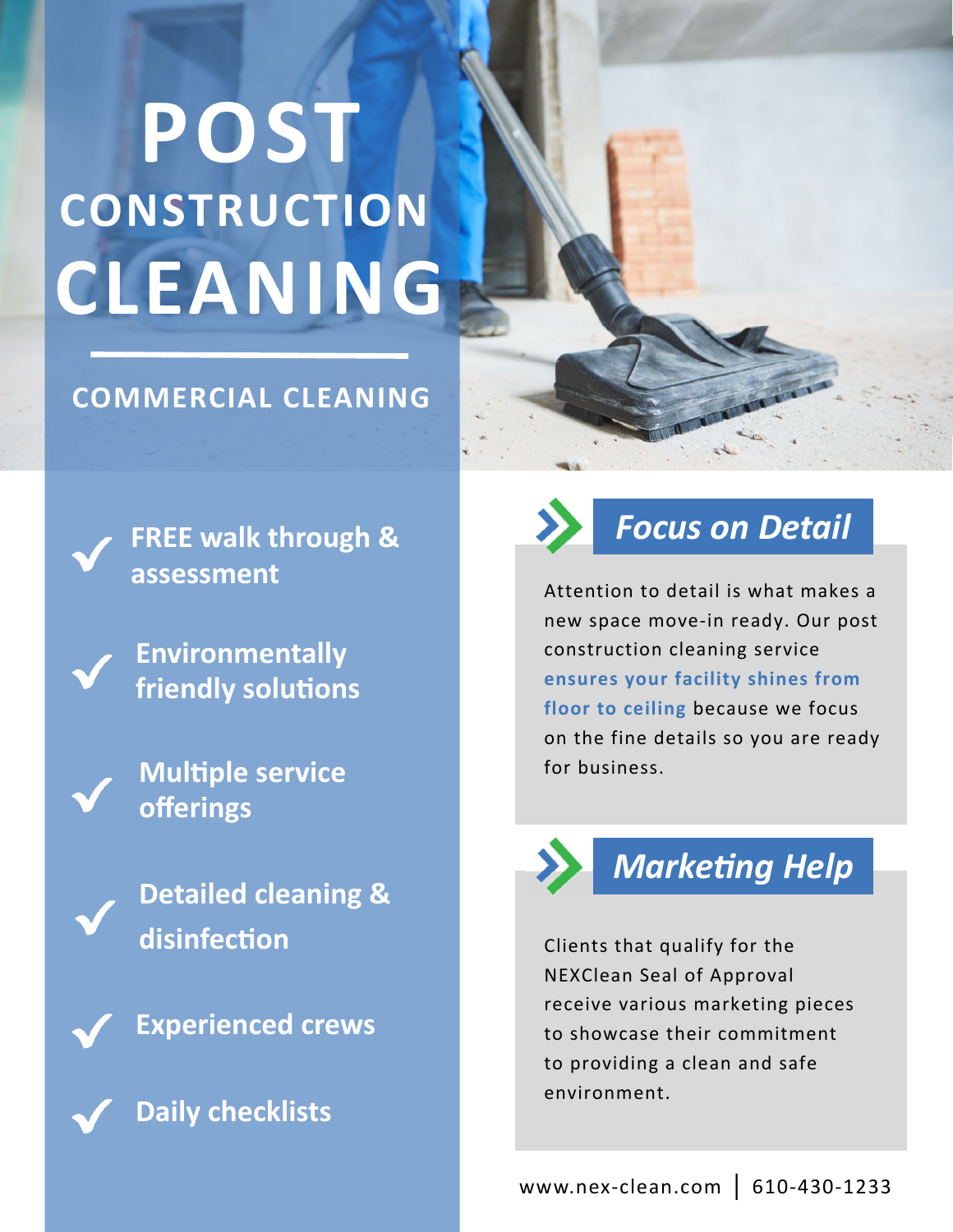# POST CONSTRUCTION CLEANING

## COMMERCIAL CLEANING

- **FREE walk through & assessment**
- **Environmentally friendly solutions**
- **Multiple service offerings**
- **Detailed cleaning & disinfection**
- **Experienced crews**
- **Daily checklists**

## *Focus on Detail*

Attention to detail is what makes a new space move-in ready. Our post construction cleaning service **ensures your facility shines from floor to ceiling** because we focus on the fine details so you are ready for business.

## *Marketing Help*

Clients that qualify for the NEXClean Seal of Approval receive various marketing pieces to showcase their commitment to providing a clean and safe environment.

www.nex-clean.com | 610-430-1233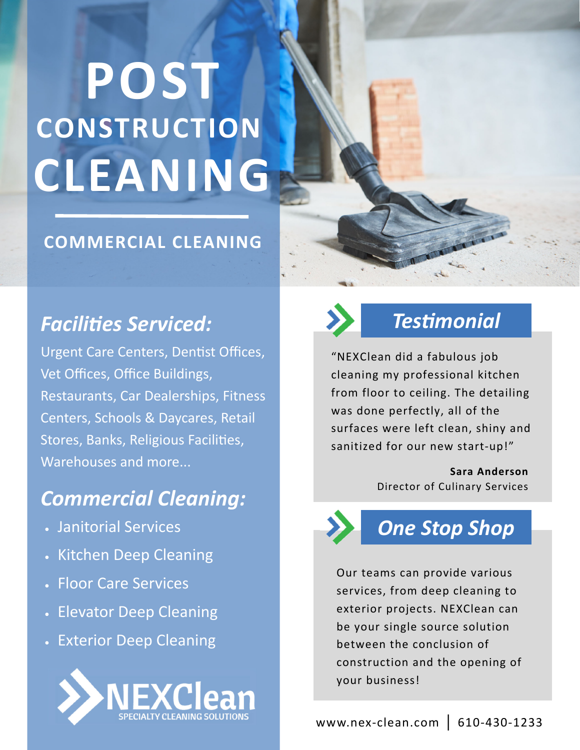# POST CONSTRUCTION CLEANING

**COMMERCIAL CLEANING**

## *Facilities Serviced:*

Urgent Care Centers, Dentist Offices, Vet Offices, Office Buildings, Restaurants, Car Dealerships, Fitness Centers, Schools & Daycares, Retail Stores, Banks, Religious Facilities, Warehouses and more...

## *Commercial Cleaning:*

- Janitorial Services
- Kitchen Deep Cleaning
- Floor Care Services
- Elevator Deep Cleaning
- Exterior Deep Cleaning

NEXClean
SPECIALTY CLEANING SOLUTIONS

## *Testimonial*

"NEXClean did a fabulous job cleaning my professional kitchen from floor to ceiling. The detailing was done perfectly, all of the surfaces were left clean, shiny and sanitized for our new start-up!"

**Sara Anderson**
Director of Culinary Services

## *One Stop Shop*

Our teams can provide various services, from deep cleaning to exterior projects. NEXClean can be your single source solution between the conclusion of construction and the opening of your business!

www.nex-clean.com | 610-430-1233